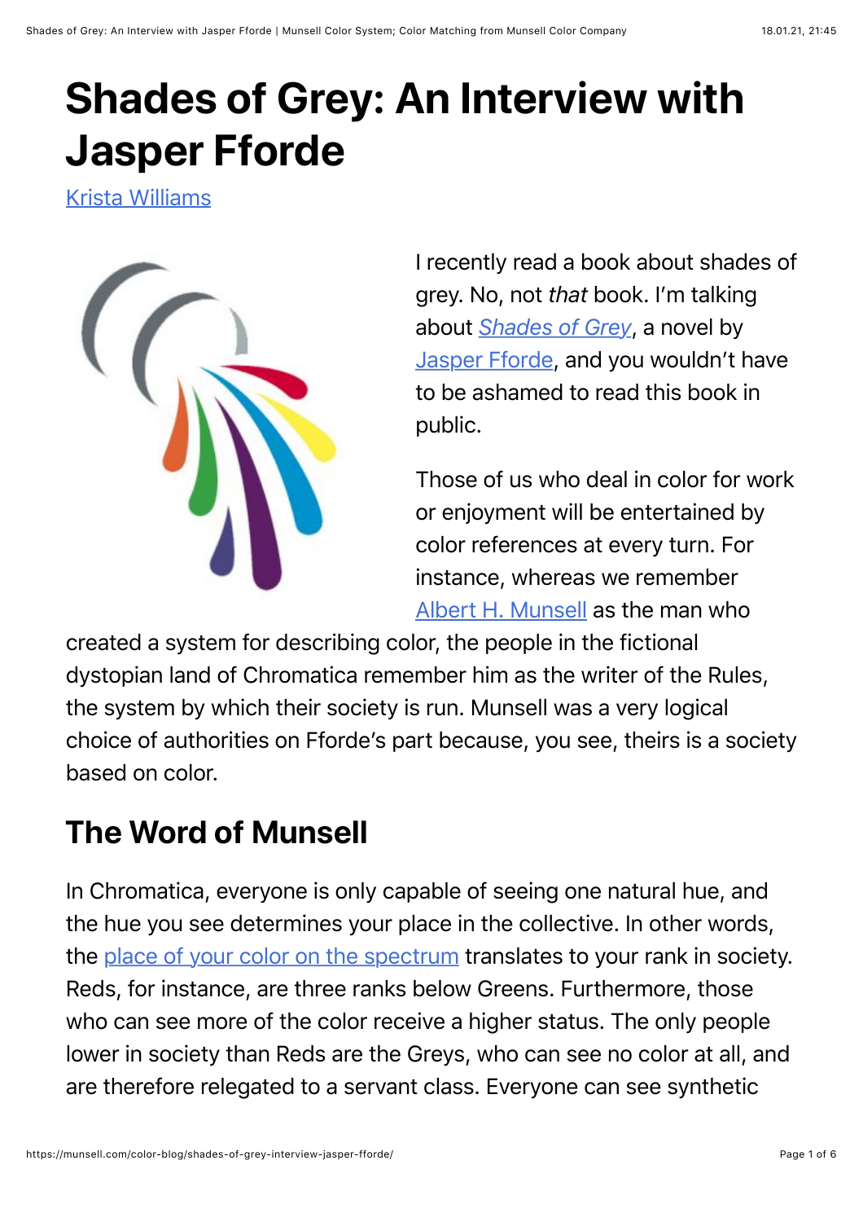# Shades of Grey: An Interview with Jasper Fforde

Krista Williams

I recently read a book about shades of grey. No, not *that* book. I'm talking about *Shades of Grey*, a novel by Jasper Fforde, and you wouldn't have to be ashamed to read this book in public.

Those of us who deal in color for work or enjoyment will be entertained by color references at every turn. For instance, whereas we remember Albert H. Munsell as the man who created a system for describing color, the people in the fictional dystopian land of Chromatica remember him as the writer of the Rules, the system by which their society is run. Munsell was a very logical choice of authorities on Fforde's part because, you see, theirs is a society based on color.

## The Word of Munsell

In Chromatica, everyone is only capable of seeing one natural hue, and the hue you see determines your place in the collective. In other words, the place of your color on the spectrum translates to your rank in society. Reds, for instance, are three ranks below Greens. Furthermore, those who can see more of the color receive a higher status. The only people lower in society than Reds are the Greys, who can see no color at all, and are therefore relegated to a servant class. Everyone can see synthetic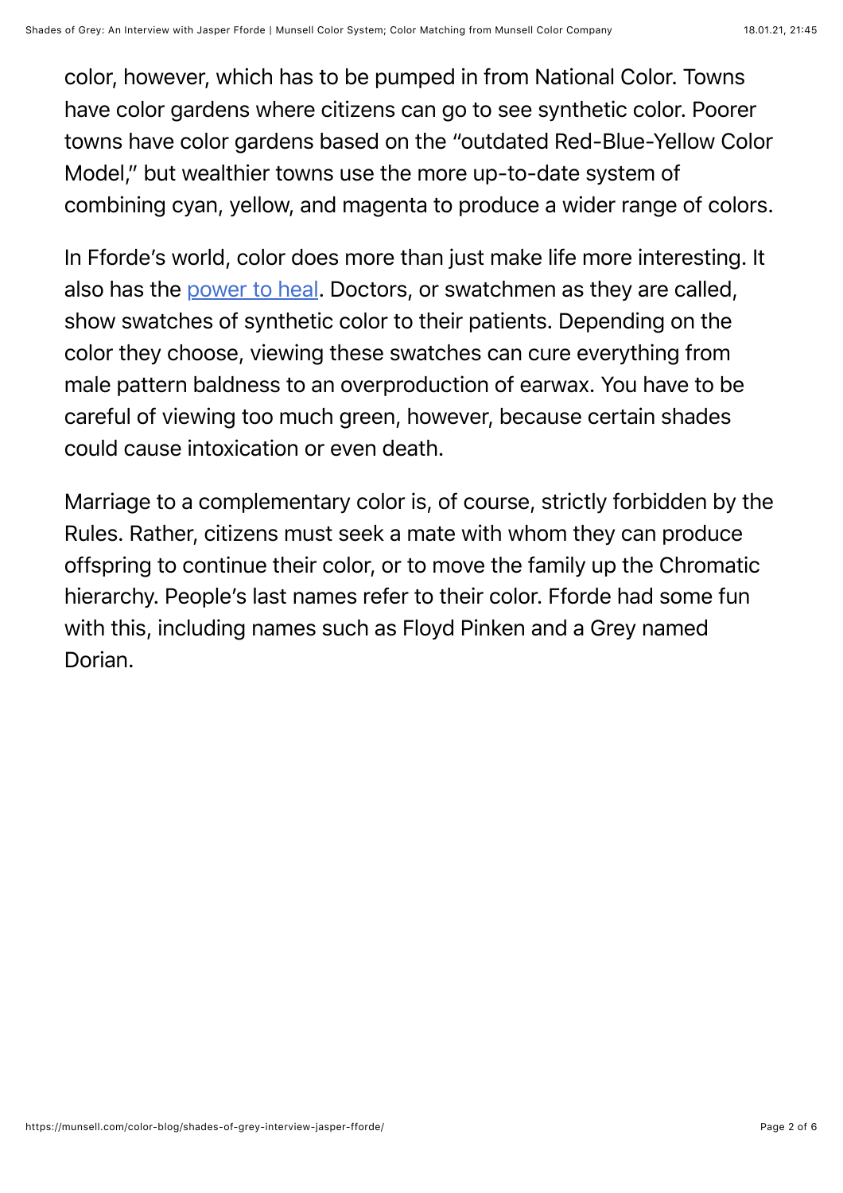color, however, which has to be pumped in from National Color. Towns have color gardens where citizens can go to see synthetic color. Poorer towns have color gardens based on the "outdated Red-Blue-Yellow Color Model," but wealthier towns use the more up-to-date system of combining cyan, yellow, and magenta to produce a wider range of colors.

In Fforde's world, color does more than just make life more interesting. It also has the [power to heal](). Doctors, or swatchmen as they are called, show swatches of synthetic color to their patients. Depending on the color they choose, viewing these swatches can cure everything from male pattern baldness to an overproduction of earwax. You have to be careful of viewing too much green, however, because certain shades could cause intoxication or even death.

Marriage to a complementary color is, of course, strictly forbidden by the Rules. Rather, citizens must seek a mate with whom they can produce offspring to continue their color, or to move the family up the Chromatic hierarchy. People's last names refer to their color. Fforde had some fun with this, including names such as Floyd Pinken and a Grey named Dorian.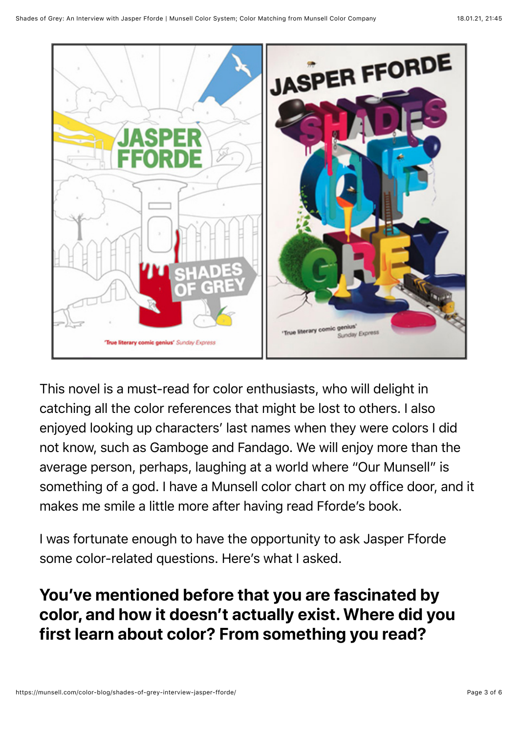This novel is a must-read for color enthusiasts, who will delight in catching all the color references that might be lost to others. I also enjoyed looking up characters' last names when they were colors I did not know, such as Gamboge and Fandago. We will enjoy more than the average person, perhaps, laughing at a world where "Our Munsell" is something of a god. I have a Munsell color chart on my office door, and it makes me smile a little more after having read Fforde's book.

I was fortunate enough to have the opportunity to ask Jasper Fforde some color-related questions. Here's what I asked.

## You've mentioned before that you are fascinated by color, and how it doesn't actually exist. Where did you first learn about color? From something you read?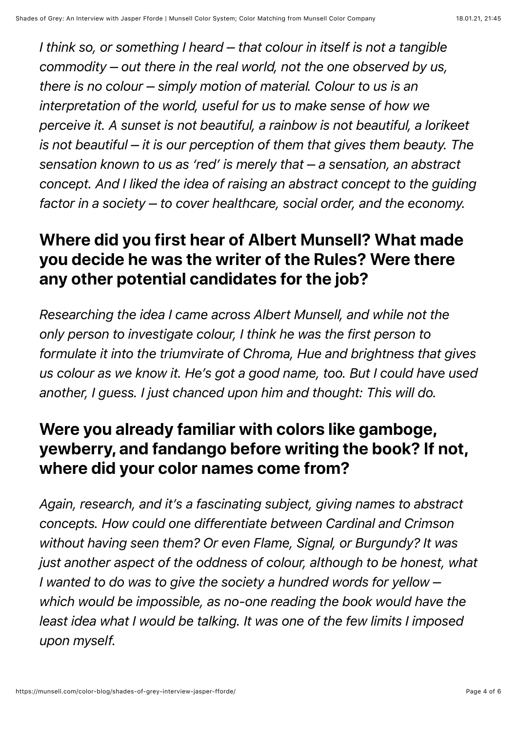*I think so, or something I heard – that colour in itself is not a tangible commodity – out there in the real world, not the one observed by us, there is no colour – simply motion of material. Colour to us is an interpretation of the world, useful for us to make sense of how we perceive it. A sunset is not beautiful, a rainbow is not beautiful, a lorikeet is not beautiful – it is our perception of them that gives them beauty. The sensation known to us as 'red' is merely that – a sensation, an abstract concept. And I liked the idea of raising an abstract concept to the guiding factor in a society – to cover healthcare, social order, and the economy.*

## Where did you first hear of Albert Munsell? What made you decide he was the writer of the Rules? Were there any other potential candidates for the job?

*Researching the idea I came across Albert Munsell, and while not the only person to investigate colour, I think he was the first person to formulate it into the triumvirate of Chroma, Hue and brightness that gives us colour as we know it. He's got a good name, too. But I could have used another, I guess. I just chanced upon him and thought: This will do.*

## Were you already familiar with colors like gamboge, yewberry, and fandango before writing the book? If not, where did your color names come from?

*Again, research, and it's a fascinating subject, giving names to abstract concepts. How could one differentiate between Cardinal and Crimson without having seen them? Or even Flame, Signal, or Burgundy? It was just another aspect of the oddness of colour, although to be honest, what I wanted to do was to give the society a hundred words for yellow – which would be impossible, as no-one reading the book would have the least idea what I would be talking. It was one of the few limits I imposed upon myself.*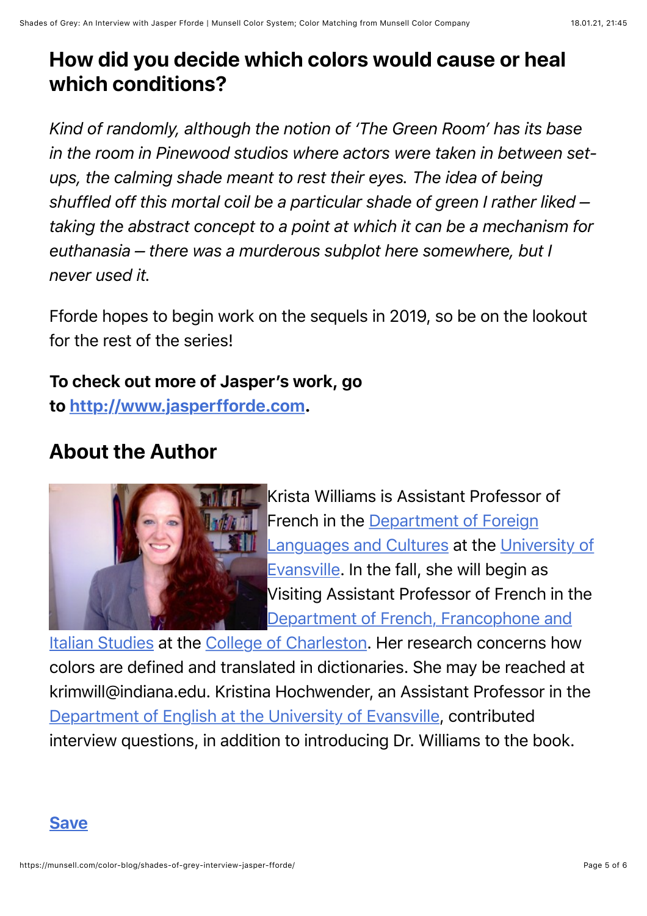## How did you decide which colors would cause or heal which conditions?

*Kind of randomly, although the notion of 'The Green Room' has its base in the room in Pinewood studios where actors were taken in between set-ups, the calming shade meant to rest their eyes. The idea of being shuffled off this mortal coil be a particular shade of green I rather liked – taking the abstract concept to a point at which it can be a mechanism for euthanasia – there was a murderous subplot here somewhere, but I never used it.*

Fforde hopes to begin work on the sequels in 2019, so be on the lookout for the rest of the series!

**To check out more of Jasper's work, go to [http://www.jasperfforde.com](http://www.jasperfforde.com).**

## About the Author

Krista Williams is Assistant Professor of French in the [Department of Foreign Languages and Cultures]() at the [University of Evansville](). In the fall, she will begin as Visiting Assistant Professor of French in the [Department of French, Francophone and Italian Studies]() at the [College of Charleston](). Her research concerns how colors are defined and translated in dictionaries. She may be reached at krimwill@indiana.edu. Kristina Hochwender, an Assistant Professor in the [Department of English at the University of Evansville](), contributed interview questions, in addition to introducing Dr. Williams to the book.

**[Save]()**